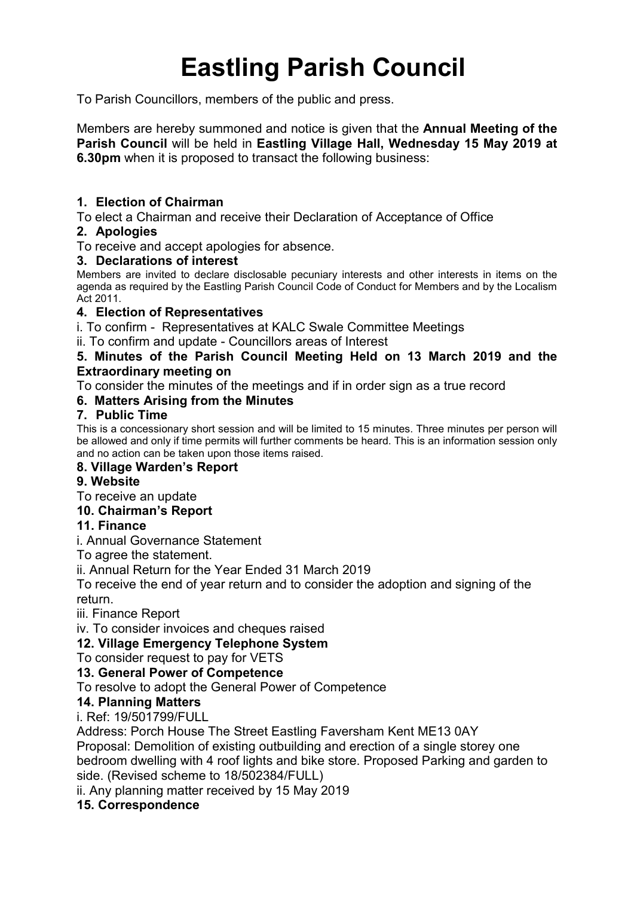# Eastling Parish Council

To Parish Councillors, members of the public and press.

Members are hereby summoned and notice is given that the **Annual Meeting of the Parish Council** will be held in **Eastling Village Hall, Wednesday 15 May 2019 at 6.30pm** when it is proposed to transact the following business:

**1. Election of Chairman**

To elect a Chairman and receive their Declaration of Acceptance of Office

**2. Apologies**

To receive and accept apologies for absence.

**3. Declarations of interest**

Members are invited to declare disclosable pecuniary interests and other interests in items on the agenda as required by the Eastling Parish Council Code of Conduct for Members and by the Localism Act 2011.

**4. Election of Representatives**

i. To confirm - Representatives at KALC Swale Committee Meetings

ii. To confirm and update - Councillors areas of Interest

**5. Minutes of the Parish Council Meeting Held on 13 March 2019 and the Extraordinary meeting on**

To consider the minutes of the meetings and if in order sign as a true record

**6. Matters Arising from the Minutes**

**7. Public Time**

This is a concessionary short session and will be limited to 15 minutes. Three minutes per person will be allowed and only if time permits will further comments be heard. This is an information session only and no action can be taken upon those items raised.

**8. Village Warden's Report**

**9. Website**

To receive an update

**10. Chairman's Report**

**11. Finance**

i. Annual Governance Statement

To agree the statement.

ii. Annual Return for the Year Ended 31 March 2019

To receive the end of year return and to consider the adoption and signing of the return.

iii. Finance Report

iv. To consider invoices and cheques raised

**12. Village Emergency Telephone System**

To consider request to pay for VETS

**13. General Power of Competence**

To resolve to adopt the General Power of Competence

**14. Planning Matters**

i. Ref: 19/501799/FULL

Address: Porch House The Street Eastling Faversham Kent ME13 0AY

Proposal: Demolition of existing outbuilding and erection of a single storey one bedroom dwelling with 4 roof lights and bike store. Proposed Parking and garden to side. (Revised scheme to 18/502384/FULL)

ii. Any planning matter received by 15 May 2019

**15. Correspondence**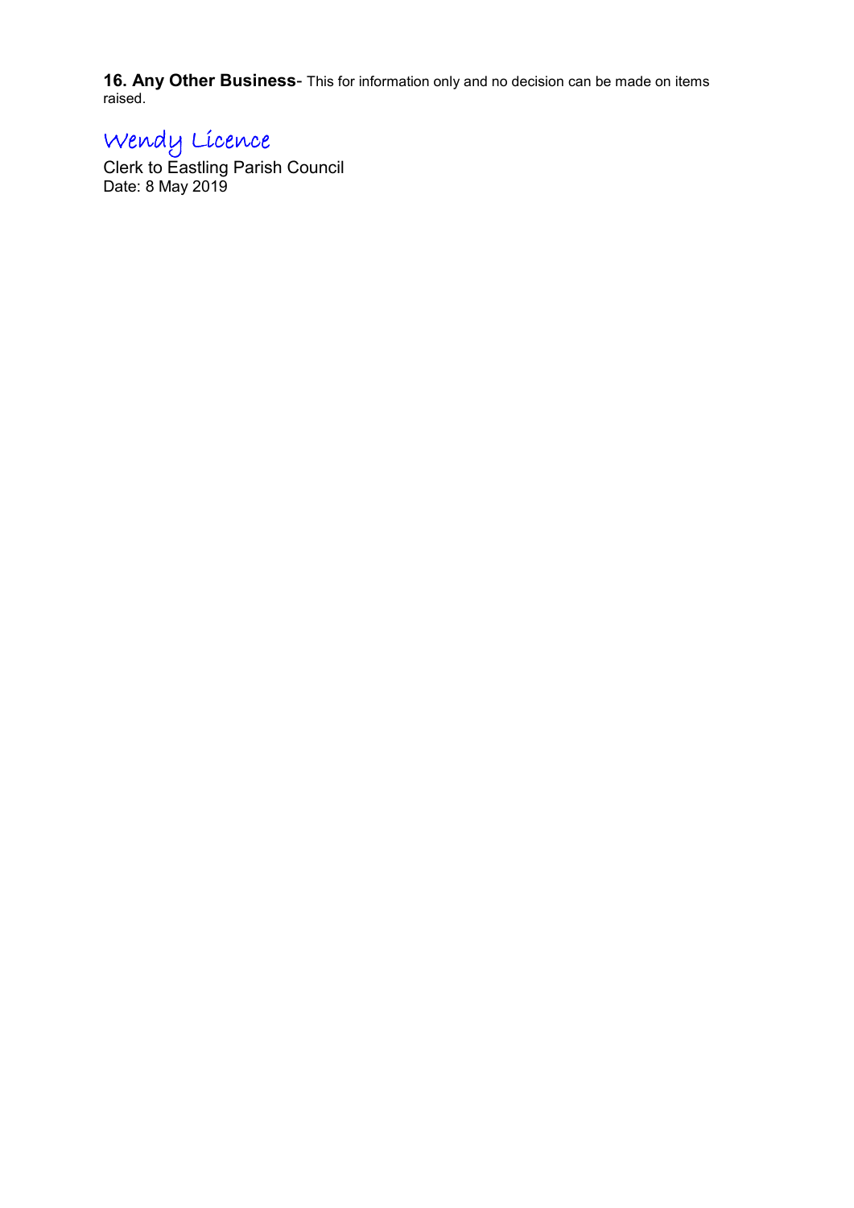**16. Any Other Business**- This for information only and no decision can be made on items raised.

Wendy Licence

Clerk to Eastling Parish Council
Date: 8 May 2019